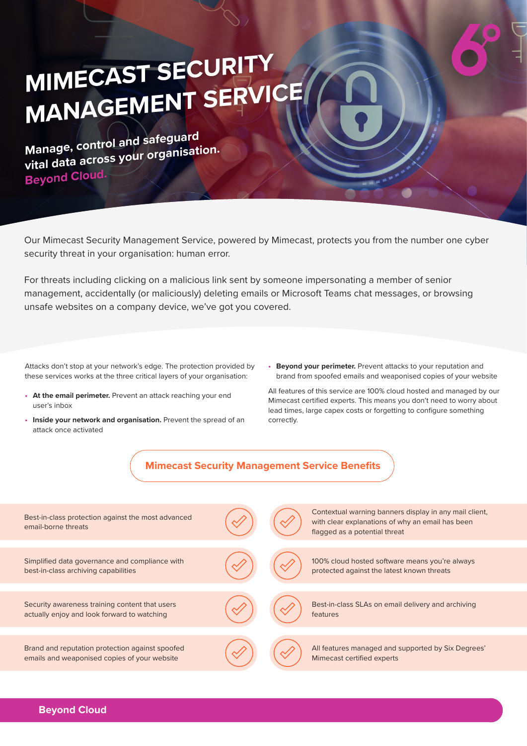# MIMECAST SECURITY MANAGEMENT SERVICE

**Manage, control and safeguard vital data across your organisation.**
**Beyond Cloud.**

Our Mimecast Security Management Service, powered by Mimecast, protects you from the number one cyber security threat in your organisation: human error.

For threats including clicking on a malicious link sent by someone impersonating a member of senior management, accidentally (or maliciously) deleting emails or Microsoft Teams chat messages, or browsing unsafe websites on a company device, we've got you covered.

Attacks don't stop at your network's edge. The protection provided by these services works at the three critical layers of your organisation:

- **At the email perimeter.** Prevent an attack reaching your end user's inbox
- **Inside your network and organisation.** Prevent the spread of an attack once activated
- **Beyond your perimeter.** Prevent attacks to your reputation and brand from spoofed emails and weaponised copies of your website

All features of this service are 100% cloud hosted and managed by our Mimecast certified experts. This means you don't need to worry about lead times, large capex costs or forgetting to configure something correctly.

## Mimecast Security Management Service Benefits

- Best-in-class protection against the most advanced email-borne threats
- Contextual warning banners display in any mail client, with clear explanations of why an email has been flagged as a potential threat
- Simplified data governance and compliance with best-in-class archiving capabilities
- 100% cloud hosted software means you're always protected against the latest known threats
- Security awareness training content that users actually enjoy and look forward to watching
- Best-in-class SLAs on email delivery and archiving features
- Brand and reputation protection against spoofed emails and weaponised copies of your website
- All features managed and supported by Six Degrees' Mimecast certified experts

**Beyond Cloud**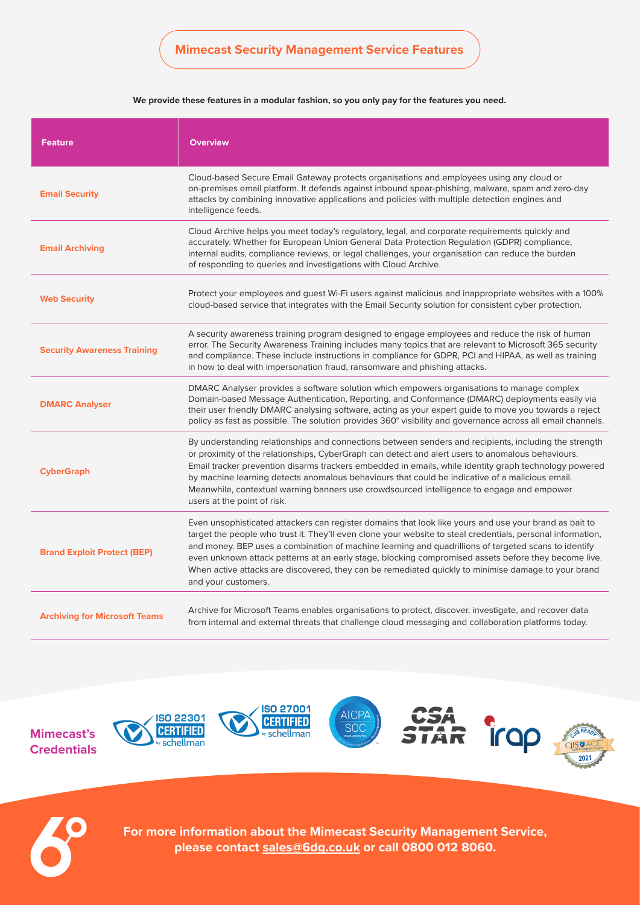## Mimecast Security Management Service Features

**We provide these features in a modular fashion, so you only pay for the features you need.**

| Feature | Overview |
| --- | --- |
| **Email Security** | Cloud-based Secure Email Gateway protects organisations and employees using any cloud or on-premises email platform. It defends against inbound spear-phishing, malware, spam and zero-day attacks by combining innovative applications and policies with multiple detection engines and intelligence feeds. |
| **Email Archiving** | Cloud Archive helps you meet today's regulatory, legal, and corporate requirements quickly and accurately. Whether for European Union General Data Protection Regulation (GDPR) compliance, internal audits, compliance reviews, or legal challenges, your organisation can reduce the burden of responding to queries and investigations with Cloud Archive. |
| **Web Security** | Protect your employees and guest Wi-Fi users against malicious and inappropriate websites with a 100% cloud-based service that integrates with the Email Security solution for consistent cyber protection. |
| **Security Awareness Training** | A security awareness training program designed to engage employees and reduce the risk of human error. The Security Awareness Training includes many topics that are relevant to Microsoft 365 security and compliance. These include instructions in compliance for GDPR, PCI and HIPAA, as well as training in how to deal with impersonation fraud, ransomware and phishing attacks. |
| **DMARC Analyser** | DMARC Analyser provides a software solution which empowers organisations to manage complex Domain-based Message Authentication, Reporting, and Conformance (DMARC) deployments easily via their user friendly DMARC analysing software, acting as your expert guide to move you towards a reject policy as fast as possible. The solution provides 360° visibility and governance across all email channels. |
| **CyberGraph** | By understanding relationships and connections between senders and recipients, including the strength or proximity of the relationships, CyberGraph can detect and alert users to anomalous behaviours. Email tracker prevention disarms trackers embedded in emails, while identity graph technology powered by machine learning detects anomalous behaviours that could be indicative of a malicious email. Meanwhile, contextual warning banners use crowdsourced intelligence to engage and empower users at the point of risk. |
| **Brand Exploit Protect (BEP)** | Even unsophisticated attackers can register domains that look like yours and use your brand as bait to target the people who trust it. They'll even clone your website to steal credentials, personal information, and money. BEP uses a combination of machine learning and quadrillions of targeted scans to identify even unknown attack patterns at an early stage, blocking compromised assets before they become live. When active attacks are discovered, they can be remediated quickly to minimise damage to your brand and your customers. |
| **Archiving for Microsoft Teams** | Archive for Microsoft Teams enables organisations to protect, discover, investigate, and recover data from internal and external threats that challenge cloud messaging and collaboration platforms today. |

**Mimecast's Credentials**

ISO 22301 CERTIFIED by schellman

ISO 27001 CERTIFIED by schellman

AICPA SOC

CSA STAR

irap

CJIS READY CJIS ACE 2021

**For more information about the Mimecast Security Management Service, please contact sales@6dg.co.uk or call 0800 012 8060.**